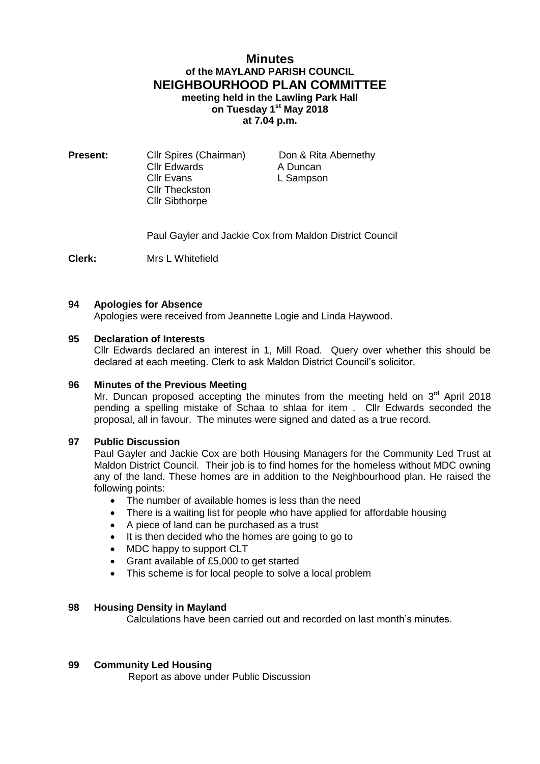# Minutes
## of the MAYLAND PARISH COUNCIL
## NEIGHBOURHOOD PLAN COMMITTEE
### meeting held in the Lawling Park Hall on Tuesday 1st May 2018 at 7.04 p.m.

**Present:**
Cllr Spires (Chairman)
Cllr Edwards
Cllr Evans
Cllr Theckston
Cllr Sibthorpe
Don & Rita Abernethy
A Duncan
L Sampson

Paul Gayler and Jackie Cox from Maldon District Council

**Clerk:** Mrs L Whitefield

**94 Apologies for Absence**

Apologies were received from Jeannette Logie and Linda Haywood.

**95 Declaration of Interests**

Cllr Edwards declared an interest in 1, Mill Road. Query over whether this should be declared at each meeting. Clerk to ask Maldon District Council's solicitor.

**96 Minutes of the Previous Meeting**

Mr. Duncan proposed accepting the minutes from the meeting held on 3rd April 2018 pending a spelling mistake of Schaa to shlaa for item . Cllr Edwards seconded the proposal, all in favour. The minutes were signed and dated as a true record.

**97 Public Discussion**

Paul Gayler and Jackie Cox are both Housing Managers for the Community Led Trust at Maldon District Council. Their job is to find homes for the homeless without MDC owning any of the land. These homes are in addition to the Neighbourhood plan. He raised the following points:

- The number of available homes is less than the need
- There is a waiting list for people who have applied for affordable housing
- A piece of land can be purchased as a trust
- It is then decided who the homes are going to go to
- MDC happy to support CLT
- Grant available of £5,000 to get started
- This scheme is for local people to solve a local problem

**98 Housing Density in Mayland**

Calculations have been carried out and recorded on last month's minutes.

**99 Community Led Housing**

Report as above under Public Discussion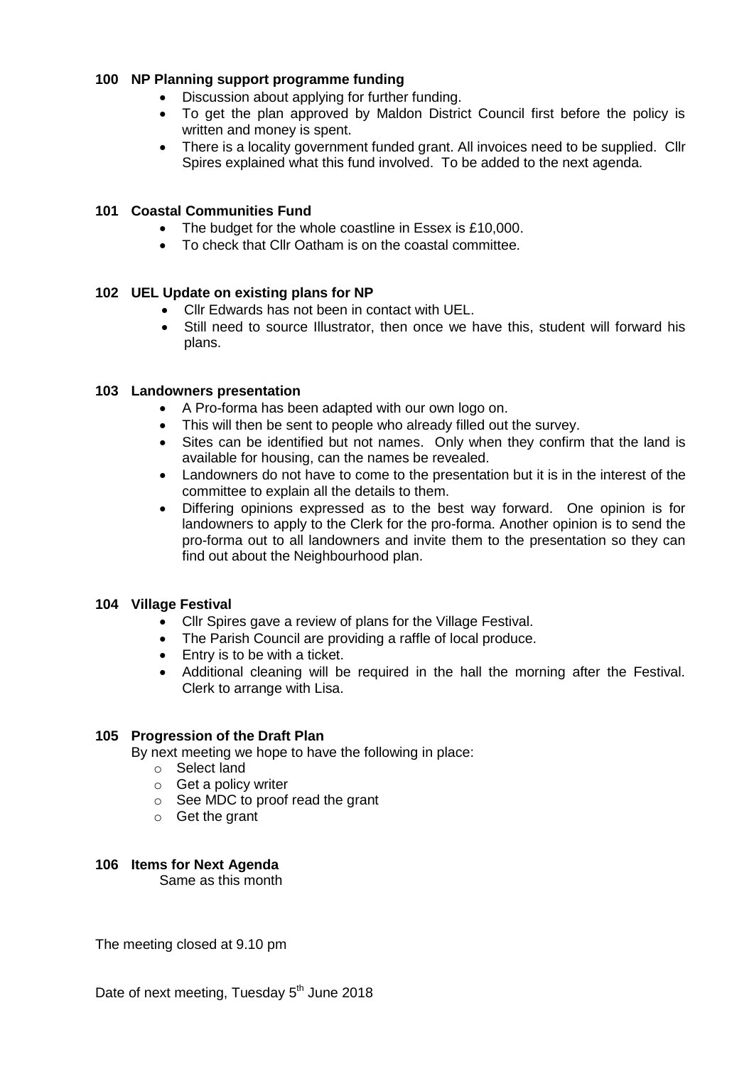### 100 NP Planning support programme funding

- Discussion about applying for further funding.
- To get the plan approved by Maldon District Council first before the policy is written and money is spent.
- There is a locality government funded grant. All invoices need to be supplied. Cllr Spires explained what this fund involved. To be added to the next agenda.

### 101 Coastal Communities Fund

- The budget for the whole coastline in Essex is £10,000.
- To check that Cllr Oatham is on the coastal committee.

### 102 UEL Update on existing plans for NP

- Cllr Edwards has not been in contact with UEL.
- Still need to source Illustrator, then once we have this, student will forward his plans.

### 103 Landowners presentation

- A Pro-forma has been adapted with our own logo on.
- This will then be sent to people who already filled out the survey.
- Sites can be identified but not names. Only when they confirm that the land is available for housing, can the names be revealed.
- Landowners do not have to come to the presentation but it is in the interest of the committee to explain all the details to them.
- Differing opinions expressed as to the best way forward. One opinion is for landowners to apply to the Clerk for the pro-forma. Another opinion is to send the pro-forma out to all landowners and invite them to the presentation so they can find out about the Neighbourhood plan.

### 104 Village Festival

- Cllr Spires gave a review of plans for the Village Festival.
- The Parish Council are providing a raffle of local produce.
- Entry is to be with a ticket.
- Additional cleaning will be required in the hall the morning after the Festival. Clerk to arrange with Lisa.

### 105 Progression of the Draft Plan

By next meeting we hope to have the following in place:

- Select land
- Get a policy writer
- See MDC to proof read the grant
- Get the grant

### 106 Items for Next Agenda

Same as this month

The meeting closed at 9.10 pm

Date of next meeting, Tuesday 5th June 2018